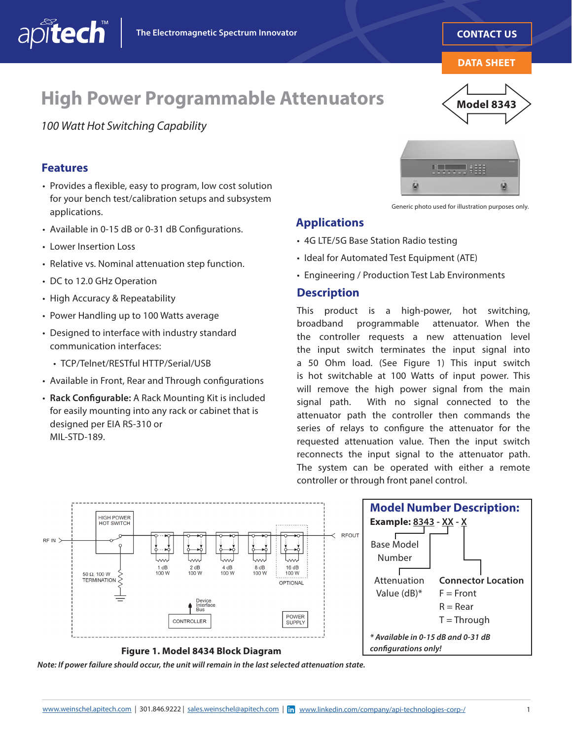The Electromagnetic Spectrum Innovator

CONTACT US

DATA SHEET

# High Power Programmable Attenuators

Model 8343

*100 Watt Hot Switching Capability*

## Features

- Provides a flexible, easy to program, low cost solution for your bench test/calibration setups and subsystem applications.
- Available in 0-15 dB or 0-31 dB Configurations.
- Lower Insertion Loss
- Relative vs. Nominal attenuation step function.
- DC to 12.0 GHz Operation
- High Accuracy & Repeatability
- Power Handling up to 100 Watts average
- Designed to interface with industry standard communication interfaces:
  - TCP/Telnet/RESTful HTTP/Serial/USB
- Available in Front, Rear and Through configurations
- **Rack Configurable:** A Rack Mounting Kit is included for easily mounting into any rack or cabinet that is designed per EIA RS-310 or MIL-STD-189.

Generic photo used for illustration purposes only.

## Applications

- 4G LTE/5G Base Station Radio testing
- Ideal for Automated Test Equipment (ATE)
- Engineering / Production Test Lab Environments

## Description

This product is a high-power, hot switching, broadband programmable attenuator. When the the controller requests a new attenuation level the input switch terminates the input signal into a 50 Ohm load. (See Figure 1) This input switch is hot switchable at 100 Watts of input power. This will remove the high power signal from the main signal path. With no signal connected to the attenuator path the controller then commands the series of relays to configure the attenuator for the requested attenuation value. Then the input switch reconnects the input signal to the attenuator path. The system can be operated with either a remote controller or through front panel control.

RF IN — HIGH POWER HOT SWITCH — 1 dB 100 W — 2 dB 100 W — 4 dB 100 W — 8 dB 100 W — 16 dB 100 W (OPTIONAL) — RFOUT

50 Ω, 100 W TERMINATION

Device Interface Bus — CONTROLLER

POWER SUPPLY

**Figure 1. Model 8434 Block Diagram**

***Note: If power failure should occur, the unit will remain in the last selected attenuation state.***

## Model Number Description:

**Example:** 8343 - XX - X

- Base Model Number (8343)
- Attenuation Value (dB)* (XX)
- **Connector Location** (X)
  - F = Front
  - R = Rear
  - T = Through

***\* Available in 0-15 dB and 0-31 dB configurations only!***

www.weinschel.apitech.com | 301.846.9222 | sales.weinschel@apitech.com | www.linkedin.com/company/api-technologies-corp-/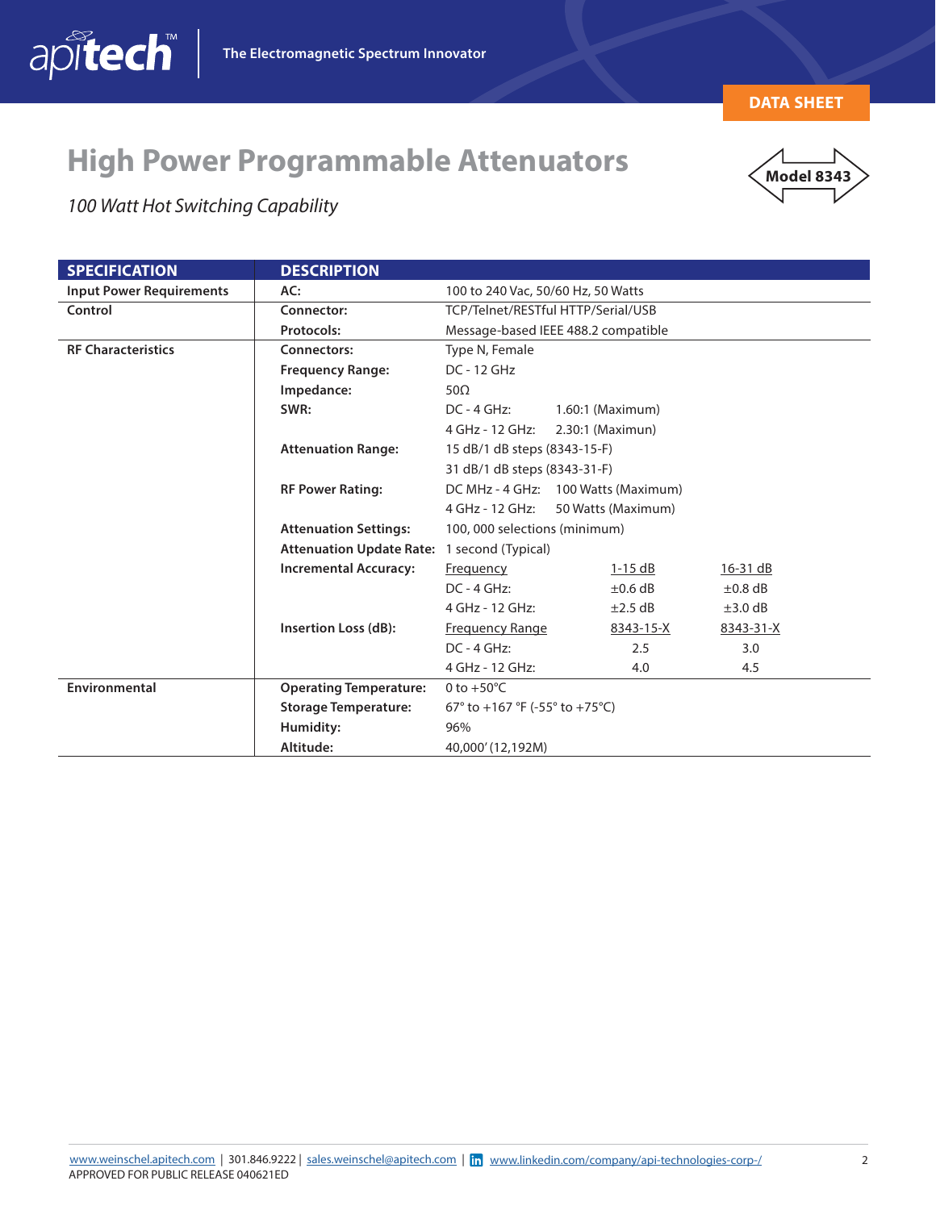# High Power Programmable Attenuators

*100 Watt Hot Switching Capability*

**Model 8343**

DATA SHEET

| SPECIFICATION | DESCRIPTION | | | |
|---|---|---|---|---|
| **Input Power Requirements** | **AC:** | 100 to 240 Vac, 50/60 Hz, 50 Watts | | |
| **Control** | **Connector:** | TCP/Telnet/RESTful HTTP/Serial/USB | | |
| | **Protocols:** | Message-based IEEE 488.2 compatible | | |
| **RF Characteristics** | **Connectors:** | Type N, Female | | |
| | **Frequency Range:** | DC - 12 GHz | | |
| | **Impedance:** | 50Ω | | |
| | **SWR:** | DC - 4 GHz: | 1.60:1 (Maximum) | |
| | | 4 GHz - 12 GHz: | 2.30:1 (Maximun) | |
| | **Attenuation Range:** | 15 dB/1 dB steps (8343-15-F) | | |
| | | 31 dB/1 dB steps (8343-31-F) | | |
| | **RF Power Rating:** | DC MHz - 4 GHz: | 100 Watts (Maximum) | |
| | | 4 GHz - 12 GHz: | 50 Watts (Maximum) | |
| | **Attenuation Settings:** | 100, 000 selections (minimum) | | |
| | **Attenuation Update Rate:** | 1 second (Typical) | | |
| | **Incremental Accuracy:** | Frequency | 1-15 dB | 16-31 dB |
| | | DC - 4 GHz: | ±0.6 dB | ±0.8 dB |
| | | 4 GHz - 12 GHz: | ±2.5 dB | ±3.0 dB |
| | **Insertion Loss (dB):** | Frequency Range | 8343-15-X | 8343-31-X |
| | | DC - 4 GHz: | 2.5 | 3.0 |
| | | 4 GHz - 12 GHz: | 4.0 | 4.5 |
| **Environmental** | **Operating Temperature:** | 0 to +50°C | | |
| | **Storage Temperature:** | 67° to +167 °F (-55° to +75°C) | | |
| | **Humidity:** | 96% | | |
| | **Altitude:** | 40,000' (12,192M) | | |

www.weinschel.apitech.com | 301.846.9222 | sales.weinschel@apitech.com | www.linkedin.com/company/api-technologies-corp-/

APPROVED FOR PUBLIC RELEASE 040621ED